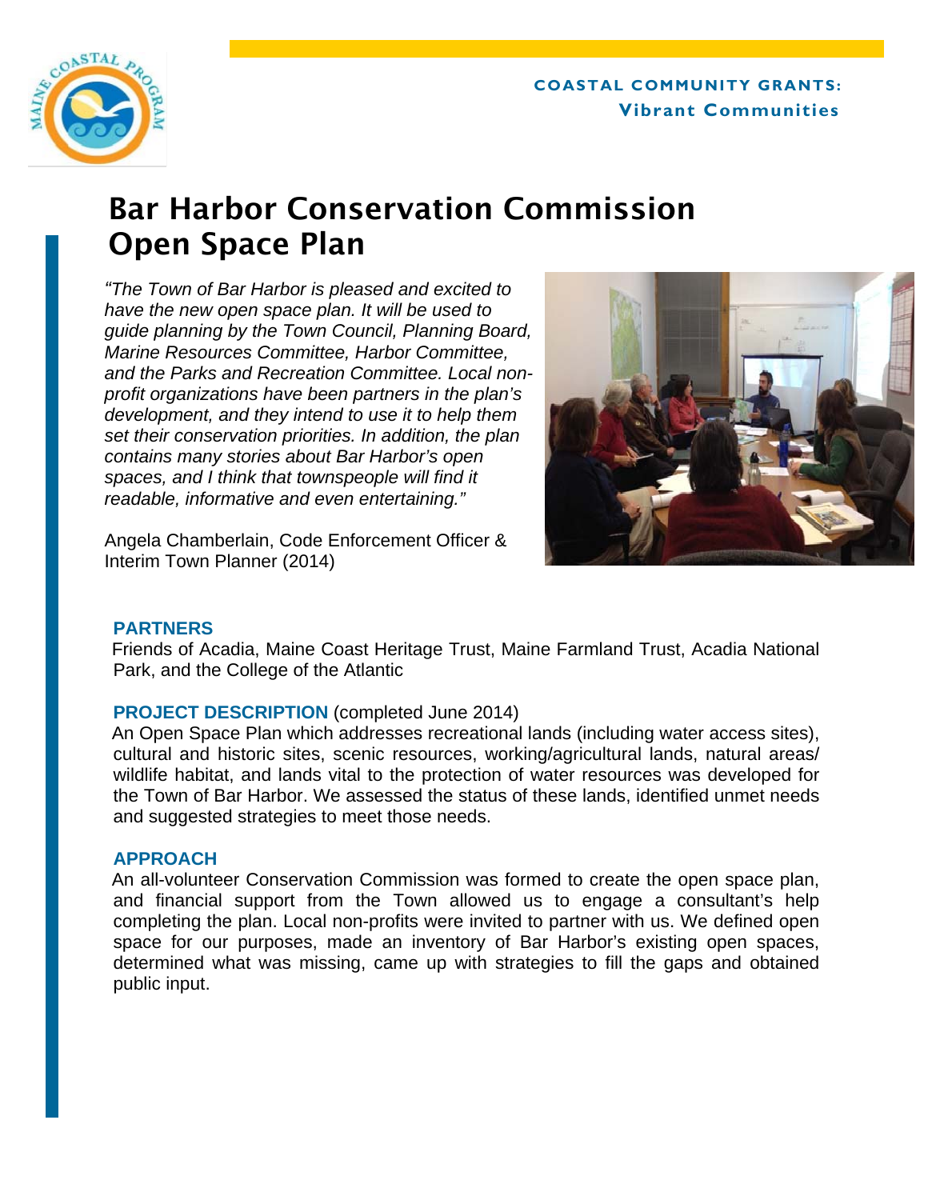COASTAL COMMUNITY GRANTS:
Vibrant Communities

# Bar Harbor Conservation Commission Open Space Plan

*"The Town of Bar Harbor is pleased and excited to have the new open space plan. It will be used to guide planning by the Town Council, Planning Board, Marine Resources Committee, Harbor Committee, and the Parks and Recreation Committee. Local non-profit organizations have been partners in the plan's development, and they intend to use it to help them set their conservation priorities. In addition, the plan contains many stories about Bar Harbor's open spaces, and I think that townspeople will find it readable, informative and even entertaining."*

Angela Chamberlain, Code Enforcement Officer & Interim Town Planner (2014)

## PARTNERS

Friends of Acadia, Maine Coast Heritage Trust, Maine Farmland Trust, Acadia National Park, and the College of the Atlantic

## PROJECT DESCRIPTION (completed June 2014)

An Open Space Plan which addresses recreational lands (including water access sites), cultural and historic sites, scenic resources, working/agricultural lands, natural areas/ wildlife habitat, and lands vital to the protection of water resources was developed for the Town of Bar Harbor. We assessed the status of these lands, identified unmet needs and suggested strategies to meet those needs.

## APPROACH

An all-volunteer Conservation Commission was formed to create the open space plan, and financial support from the Town allowed us to engage a consultant's help completing the plan. Local non-profits were invited to partner with us. We defined open space for our purposes, made an inventory of Bar Harbor's existing open spaces, determined what was missing, came up with strategies to fill the gaps and obtained public input.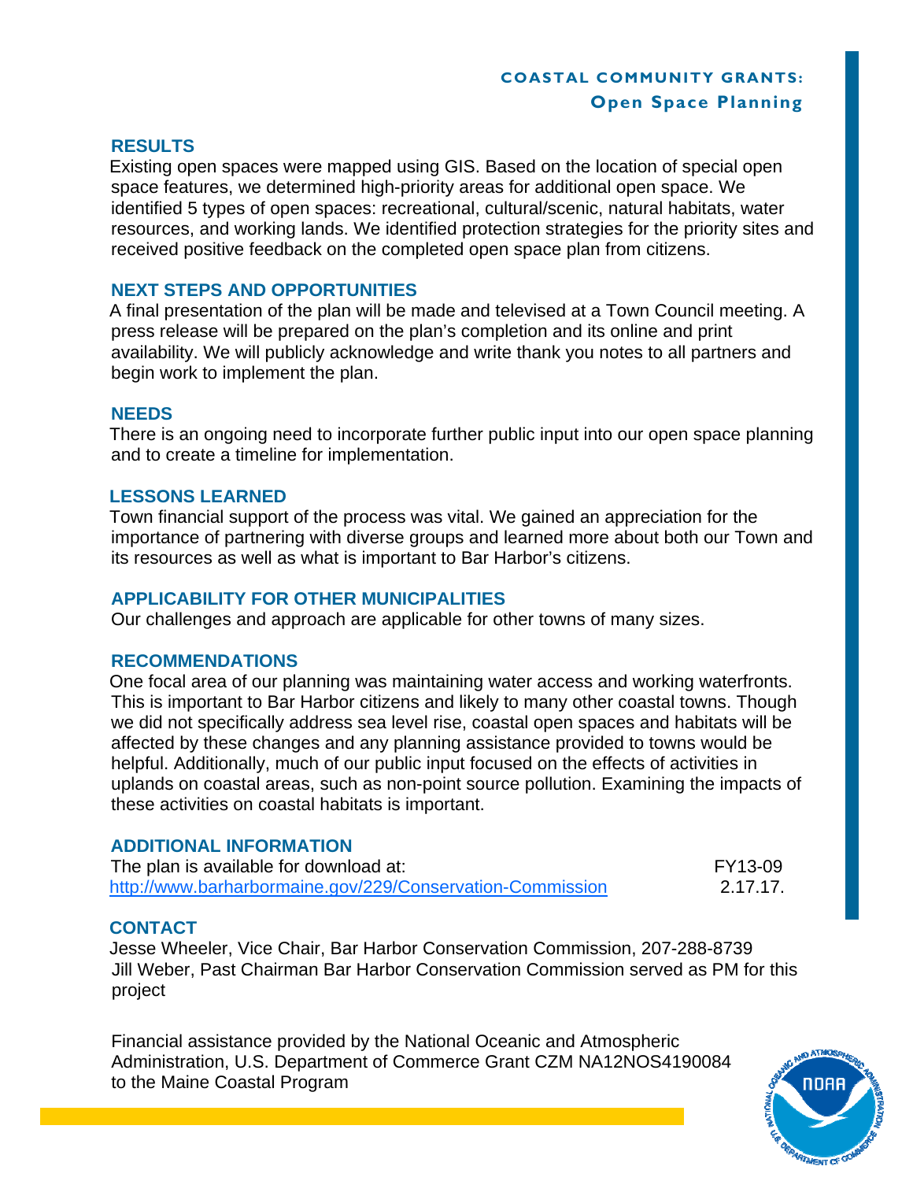**COASTAL COMMUNITY GRANTS:**
**Open Space Planning**

## RESULTS

Existing open spaces were mapped using GIS. Based on the location of special open space features, we determined high-priority areas for additional open space. We identified 5 types of open spaces: recreational, cultural/scenic, natural habitats, water resources, and working lands. We identified protection strategies for the priority sites and received positive feedback on the completed open space plan from citizens.

## NEXT STEPS AND OPPORTUNITIES

A final presentation of the plan will be made and televised at a Town Council meeting. A press release will be prepared on the plan's completion and its online and print availability. We will publicly acknowledge and write thank you notes to all partners and begin work to implement the plan.

## NEEDS

There is an ongoing need to incorporate further public input into our open space planning and to create a timeline for implementation.

## LESSONS LEARNED

Town financial support of the process was vital. We gained an appreciation for the importance of partnering with diverse groups and learned more about both our Town and its resources as well as what is important to Bar Harbor's citizens.

## APPLICABILITY FOR OTHER MUNICIPALITIES

Our challenges and approach are applicable for other towns of many sizes.

## RECOMMENDATIONS

One focal area of our planning was maintaining water access and working waterfronts. This is important to Bar Harbor citizens and likely to many other coastal towns. Though we did not specifically address sea level rise, coastal open spaces and habitats will be affected by these changes and any planning assistance provided to towns would be helpful. Additionally, much of our public input focused on the effects of activities in uplands on coastal areas, such as non-point source pollution. Examining the impacts of these activities on coastal habitats is important.

## ADDITIONAL INFORMATION

The plan is available for download at:
http://www.barharbormaine.gov/229/Conservation-Commission

FY13-09
2.17.17.

## CONTACT

Jesse Wheeler, Vice Chair, Bar Harbor Conservation Commission, 207-288-8739
Jill Weber, Past Chairman Bar Harbor Conservation Commission served as PM for this project

Financial assistance provided by the National Oceanic and Atmospheric Administration, U.S. Department of Commerce Grant CZM NA12NOS4190084 to the Maine Coastal Program